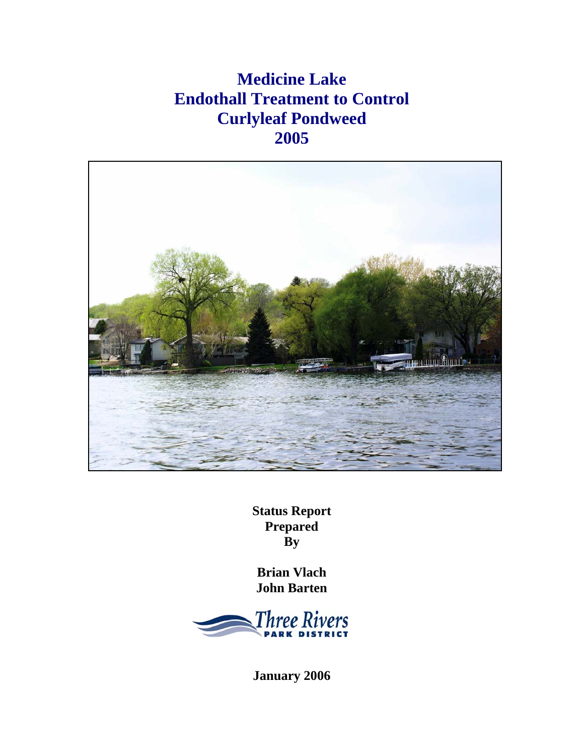# Medicine Lake
# Endothall Treatment to Control Curlyleaf Pondweed
# 2005

**Status Report Prepared By**

**Brian Vlach**
**John Barten**

Three Rivers PARK DISTRICT

**January 2006**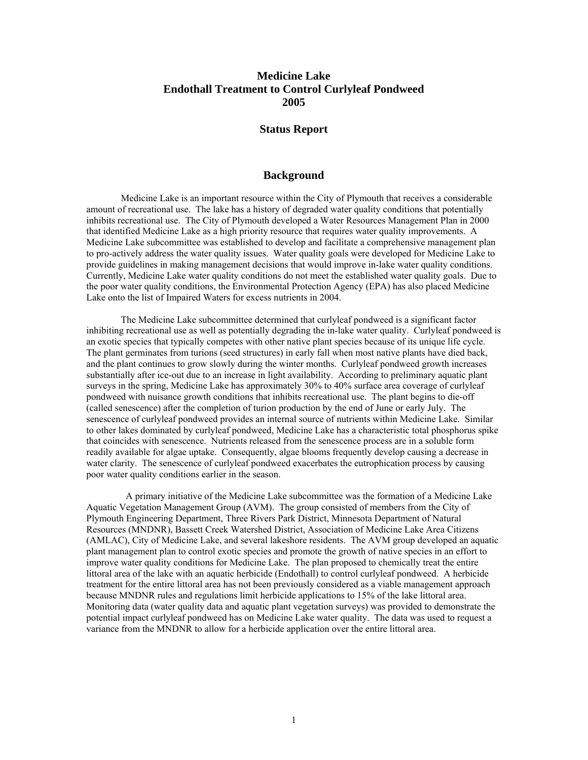# Medicine Lake
# Endothall Treatment to Control Curlyleaf Pondweed
# 2005

## Status Report

## Background

Medicine Lake is an important resource within the City of Plymouth that receives a considerable amount of recreational use. The lake has a history of degraded water quality conditions that potentially inhibits recreational use. The City of Plymouth developed a Water Resources Management Plan in 2000 that identified Medicine Lake as a high priority resource that requires water quality improvements. A Medicine Lake subcommittee was established to develop and facilitate a comprehensive management plan to pro-actively address the water quality issues. Water quality goals were developed for Medicine Lake to provide guidelines in making management decisions that would improve in-lake water quality conditions. Currently, Medicine Lake water quality conditions do not meet the established water quality goals. Due to the poor water quality conditions, the Environmental Protection Agency (EPA) has also placed Medicine Lake onto the list of Impaired Waters for excess nutrients in 2004.

The Medicine Lake subcommittee determined that curlyleaf pondweed is a significant factor inhibiting recreational use as well as potentially degrading the in-lake water quality. Curlyleaf pondweed is an exotic species that typically competes with other native plant species because of its unique life cycle. The plant germinates from turions (seed structures) in early fall when most native plants have died back, and the plant continues to grow slowly during the winter months. Curlyleaf pondweed growth increases substantially after ice-out due to an increase in light availability. According to preliminary aquatic plant surveys in the spring, Medicine Lake has approximately 30% to 40% surface area coverage of curlyleaf pondweed with nuisance growth conditions that inhibits recreational use. The plant begins to die-off (called senescence) after the completion of turion production by the end of June or early July. The senescence of curlyleaf pondweed provides an internal source of nutrients within Medicine Lake. Similar to other lakes dominated by curlyleaf pondweed, Medicine Lake has a characteristic total phosphorus spike that coincides with senescence. Nutrients released from the senescence process are in a soluble form readily available for algae uptake. Consequently, algae blooms frequently develop causing a decrease in water clarity. The senescence of curlyleaf pondweed exacerbates the eutrophication process by causing poor water quality conditions earlier in the season.

A primary initiative of the Medicine Lake subcommittee was the formation of a Medicine Lake Aquatic Vegetation Management Group (AVM). The group consisted of members from the City of Plymouth Engineering Department, Three Rivers Park District, Minnesota Department of Natural Resources (MNDNR), Bassett Creek Watershed District, Association of Medicine Lake Area Citizens (AMLAC), City of Medicine Lake, and several lakeshore residents. The AVM group developed an aquatic plant management plan to control exotic species and promote the growth of native species in an effort to improve water quality conditions for Medicine Lake. The plan proposed to chemically treat the entire littoral area of the lake with an aquatic herbicide (Endothall) to control curlyleaf pondweed. A herbicide treatment for the entire littoral area has not been previously considered as a viable management approach because MNDNR rules and regulations limit herbicide applications to 15% of the lake littoral area. Monitoring data (water quality data and aquatic plant vegetation surveys) was provided to demonstrate the potential impact curlyleaf pondweed has on Medicine Lake water quality. The data was used to request a variance from the MNDNR to allow for a herbicide application over the entire littoral area.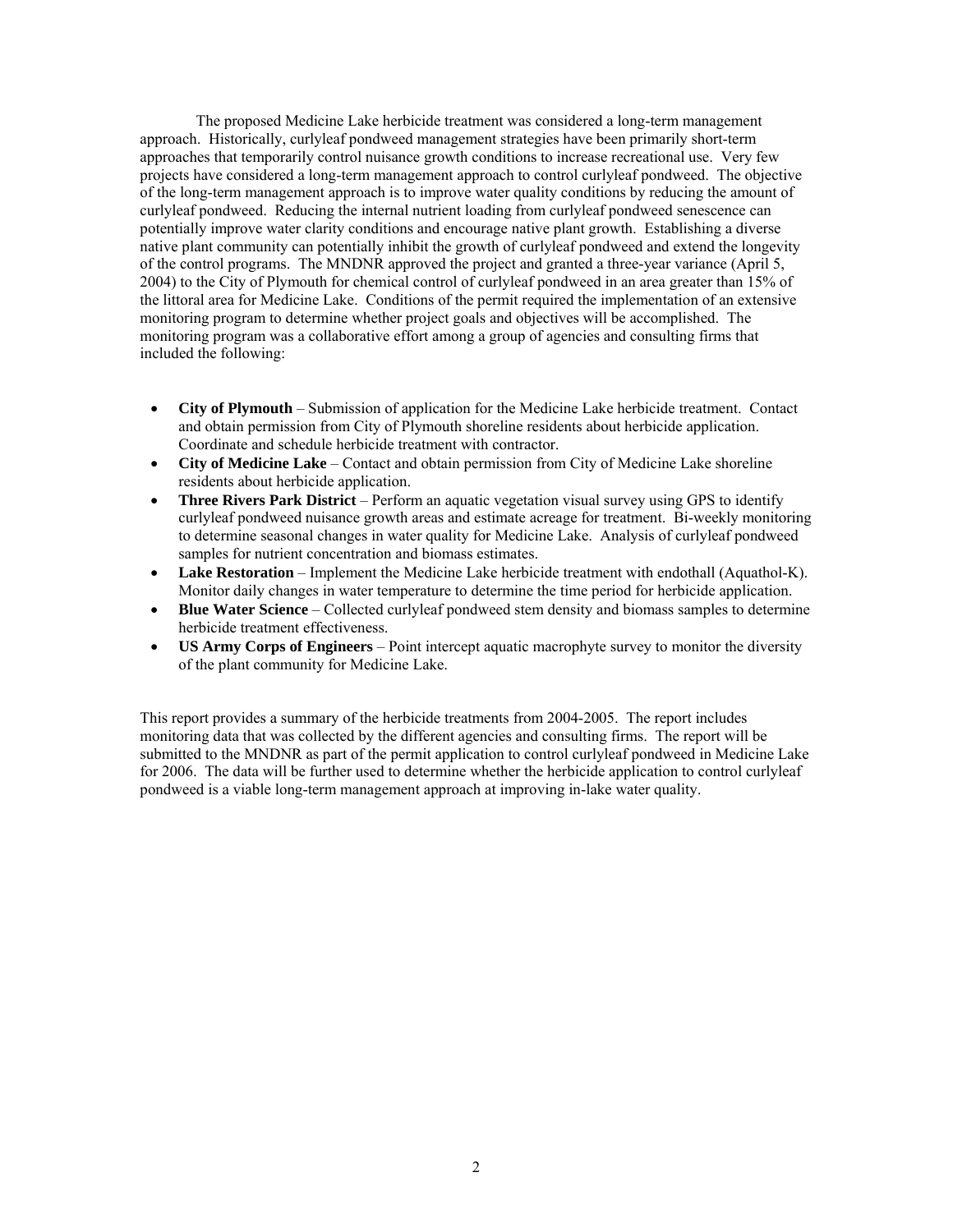The proposed Medicine Lake herbicide treatment was considered a long-term management approach. Historically, curlyleaf pondweed management strategies have been primarily short-term approaches that temporarily control nuisance growth conditions to increase recreational use. Very few projects have considered a long-term management approach to control curlyleaf pondweed. The objective of the long-term management approach is to improve water quality conditions by reducing the amount of curlyleaf pondweed. Reducing the internal nutrient loading from curlyleaf pondweed senescence can potentially improve water clarity conditions and encourage native plant growth. Establishing a diverse native plant community can potentially inhibit the growth of curlyleaf pondweed and extend the longevity of the control programs. The MNDNR approved the project and granted a three-year variance (April 5, 2004) to the City of Plymouth for chemical control of curlyleaf pondweed in an area greater than 15% of the littoral area for Medicine Lake. Conditions of the permit required the implementation of an extensive monitoring program to determine whether project goals and objectives will be accomplished. The monitoring program was a collaborative effort among a group of agencies and consulting firms that included the following:

- **City of Plymouth** – Submission of application for the Medicine Lake herbicide treatment. Contact and obtain permission from City of Plymouth shoreline residents about herbicide application. Coordinate and schedule herbicide treatment with contractor.
- **City of Medicine Lake** – Contact and obtain permission from City of Medicine Lake shoreline residents about herbicide application.
- **Three Rivers Park District** – Perform an aquatic vegetation visual survey using GPS to identify curlyleaf pondweed nuisance growth areas and estimate acreage for treatment. Bi-weekly monitoring to determine seasonal changes in water quality for Medicine Lake. Analysis of curlyleaf pondweed samples for nutrient concentration and biomass estimates.
- **Lake Restoration** – Implement the Medicine Lake herbicide treatment with endothall (Aquathol-K). Monitor daily changes in water temperature to determine the time period for herbicide application.
- **Blue Water Science** – Collected curlyleaf pondweed stem density and biomass samples to determine herbicide treatment effectiveness.
- **US Army Corps of Engineers** – Point intercept aquatic macrophyte survey to monitor the diversity of the plant community for Medicine Lake.

This report provides a summary of the herbicide treatments from 2004-2005. The report includes monitoring data that was collected by the different agencies and consulting firms. The report will be submitted to the MNDNR as part of the permit application to control curlyleaf pondweed in Medicine Lake for 2006. The data will be further used to determine whether the herbicide application to control curlyleaf pondweed is a viable long-term management approach at improving in-lake water quality.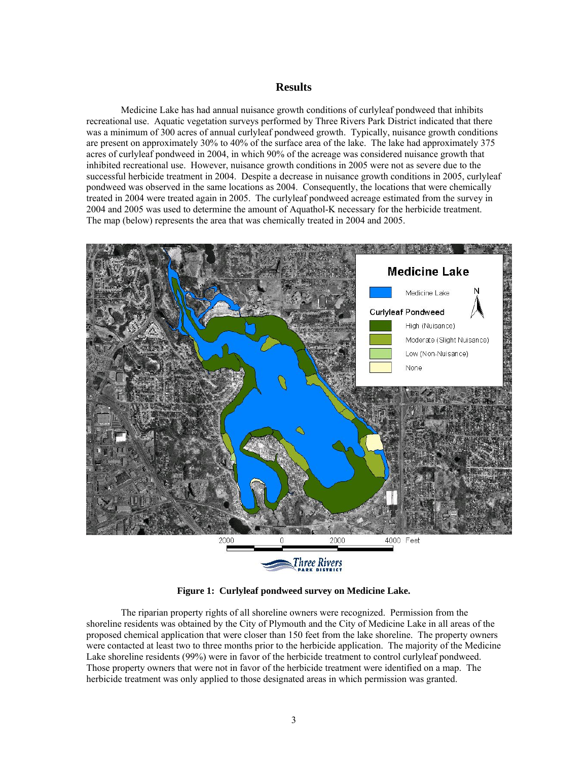## Results

Medicine Lake has had annual nuisance growth conditions of curlyleaf pondweed that inhibits recreational use. Aquatic vegetation surveys performed by Three Rivers Park District indicated that there was a minimum of 300 acres of annual curlyleaf pondweed growth. Typically, nuisance growth conditions are present on approximately 30% to 40% of the surface area of the lake. The lake had approximately 375 acres of curlyleaf pondweed in 2004, in which 90% of the acreage was considered nuisance growth that inhibited recreational use. However, nuisance growth conditions in 2005 were not as severe due to the successful herbicide treatment in 2004. Despite a decrease in nuisance growth conditions in 2005, curlyleaf pondweed was observed in the same locations as 2004. Consequently, the locations that were chemically treated in 2004 were treated again in 2005. The curlyleaf pondweed acreage estimated from the survey in 2004 and 2005 was used to determine the amount of Aquathol-K necessary for the herbicide treatment. The map (below) represents the area that was chemically treated in 2004 and 2005.

**Figure 1: Curlyleaf pondweed survey on Medicine Lake.**

The riparian property rights of all shoreline owners were recognized. Permission from the shoreline residents was obtained by the City of Plymouth and the City of Medicine Lake in all areas of the proposed chemical application that were closer than 150 feet from the lake shoreline. The property owners were contacted at least two to three months prior to the herbicide application. The majority of the Medicine Lake shoreline residents (99%) were in favor of the herbicide treatment to control curlyleaf pondweed. Those property owners that were not in favor of the herbicide treatment were identified on a map. The herbicide treatment was only applied to those designated areas in which permission was granted.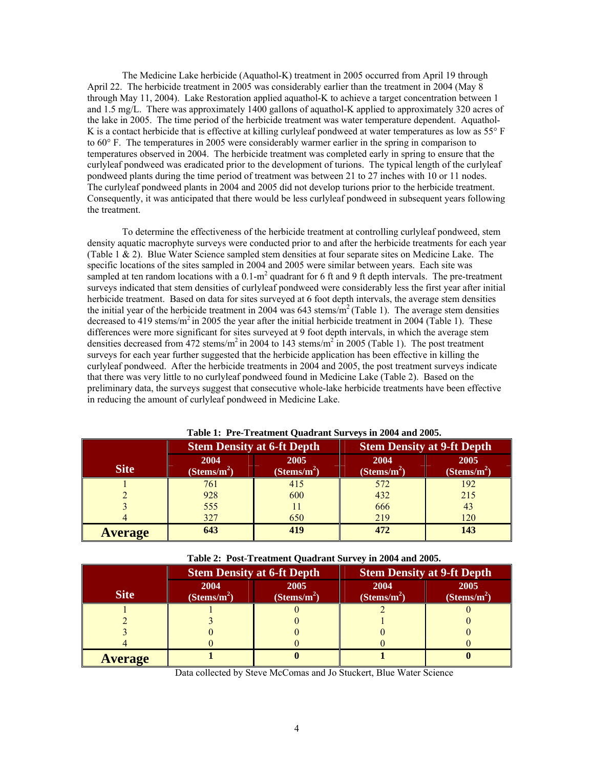The Medicine Lake herbicide (Aquathol-K) treatment in 2005 occurred from April 19 through April 22. The herbicide treatment in 2005 was considerably earlier than the treatment in 2004 (May 8 through May 11, 2004). Lake Restoration applied aquathol-K to achieve a target concentration between 1 and 1.5 mg/L. There was approximately 1400 gallons of aquathol-K applied to approximately 320 acres of the lake in 2005. The time period of the herbicide treatment was water temperature dependent. Aquathol-K is a contact herbicide that is effective at killing curlyleaf pondweed at water temperatures as low as 55° F to 60° F. The temperatures in 2005 were considerably warmer earlier in the spring in comparison to temperatures observed in 2004. The herbicide treatment was completed early in spring to ensure that the curlyleaf pondweed was eradicated prior to the development of turions. The typical length of the curlyleaf pondweed plants during the time period of treatment was between 21 to 27 inches with 10 or 11 nodes. The curlyleaf pondweed plants in 2004 and 2005 did not develop turions prior to the herbicide treatment. Consequently, it was anticipated that there would be less curlyleaf pondweed in subsequent years following the treatment.

To determine the effectiveness of the herbicide treatment at controlling curlyleaf pondweed, stem density aquatic macrophyte surveys were conducted prior to and after the herbicide treatments for each year (Table 1 & 2). Blue Water Science sampled stem densities at four separate sites on Medicine Lake. The specific locations of the sites sampled in 2004 and 2005 were similar between years. Each site was sampled at ten random locations with a 0.1-$m^2$ quadrant for 6 ft and 9 ft depth intervals. The pre-treatment surveys indicated that stem densities of curlyleaf pondweed were considerably less the first year after initial herbicide treatment. Based on data for sites surveyed at 6 foot depth intervals, the average stem densities the initial year of the herbicide treatment in 2004 was 643 stems/$m^2$ (Table 1). The average stem densities decreased to 419 stems/$m^2$ in 2005 the year after the initial herbicide treatment in 2004 (Table 1). These differences were more significant for sites surveyed at 9 foot depth intervals, in which the average stem densities decreased from 472 stems/$m^2$ in 2004 to 143 stems/$m^2$ in 2005 (Table 1). The post treatment surveys for each year further suggested that the herbicide application has been effective in killing the curlyleaf pondweed. After the herbicide treatments in 2004 and 2005, the post treatment surveys indicate that there was very little to no curlyleaf pondweed found in Medicine Lake (Table 2). Based on the preliminary data, the surveys suggest that consecutive whole-lake herbicide treatments have been effective in reducing the amount of curlyleaf pondweed in Medicine Lake.

**Table 1: Pre-Treatment Quadrant Surveys in 2004 and 2005.**

| Site | Stem Density at 6-ft Depth | | Stem Density at 9-ft Depth | |
|---|---|---|---|---|
| | 2004 (Stems/$m^2$) | 2005 (Stems/$m^2$) | 2004 (Stems/$m^2$) | 2005 (Stems/$m^2$) |
| 1 | 761 | 415 | 572 | 192 |
| 2 | 928 | 600 | 432 | 215 |
| 3 | 555 | 11 | 666 | 43 |
| 4 | 327 | 650 | 219 | 120 |
| **Average** | **643** | **419** | **472** | **143** |

**Table 2: Post-Treatment Quadrant Survey in 2004 and 2005.**

| Site | Stem Density at 6-ft Depth | | Stem Density at 9-ft Depth | |
|---|---|---|---|---|
| | 2004 (Stems/$m^2$) | 2005 (Stems/$m^2$) | 2004 (Stems/$m^2$) | 2005 (Stems/$m^2$) |
| 1 | 1 | 0 | 2 | 0 |
| 2 | 3 | 0 | 1 | 0 |
| 3 | 0 | 0 | 0 | 0 |
| 4 | 0 | 0 | 0 | 0 |
| **Average** | **1** | **0** | **1** | **0** |

Data collected by Steve McComas and Jo Stuckert, Blue Water Science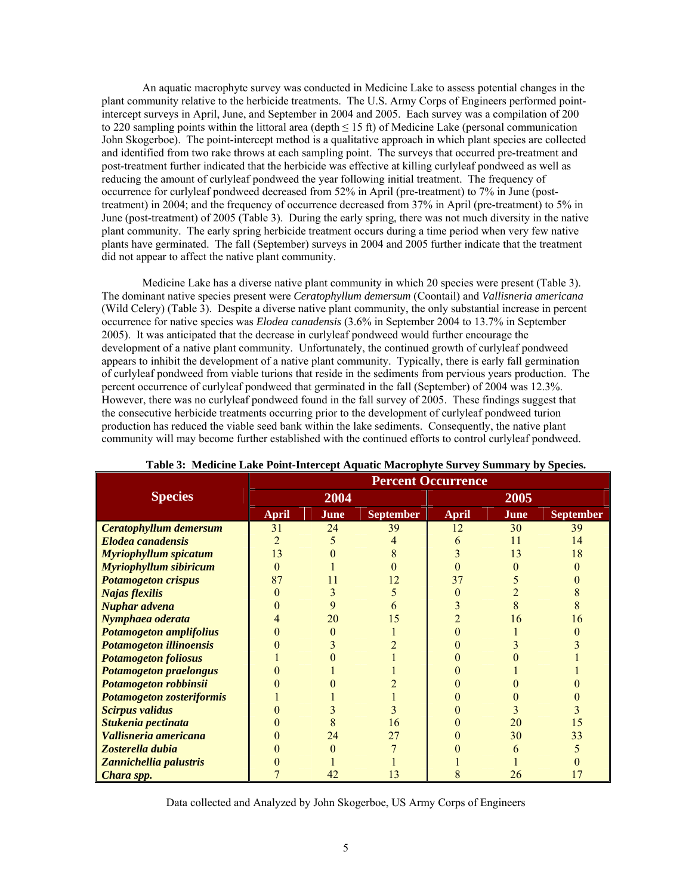An aquatic macrophyte survey was conducted in Medicine Lake to assess potential changes in the plant community relative to the herbicide treatments. The U.S. Army Corps of Engineers performed point-intercept surveys in April, June, and September in 2004 and 2005. Each survey was a compilation of 200 to 220 sampling points within the littoral area (depth ≤ 15 ft) of Medicine Lake (personal communication John Skogerboe). The point-intercept method is a qualitative approach in which plant species are collected and identified from two rake throws at each sampling point. The surveys that occurred pre-treatment and post-treatment further indicated that the herbicide was effective at killing curlyleaf pondweed as well as reducing the amount of curlyleaf pondweed the year following initial treatment. The frequency of occurrence for curlyleaf pondweed decreased from 52% in April (pre-treatment) to 7% in June (post-treatment) in 2004; and the frequency of occurrence decreased from 37% in April (pre-treatment) to 5% in June (post-treatment) of 2005 (Table 3). During the early spring, there was not much diversity in the native plant community. The early spring herbicide treatment occurs during a time period when very few native plants have germinated. The fall (September) surveys in 2004 and 2005 further indicate that the treatment did not appear to affect the native plant community.

Medicine Lake has a diverse native plant community in which 20 species were present (Table 3). The dominant native species present were *Ceratophyllum demersum* (Coontail) and *Vallisneria americana* (Wild Celery) (Table 3). Despite a diverse native plant community, the only substantial increase in percent occurrence for native species was *Elodea canadensis* (3.6% in September 2004 to 13.7% in September 2005). It was anticipated that the decrease in curlyleaf pondweed would further encourage the development of a native plant community. Unfortunately, the continued growth of curlyleaf pondweed appears to inhibit the development of a native plant community. Typically, there is early fall germination of curlyleaf pondweed from viable turions that reside in the sediments from pervious years production. The percent occurrence of curlyleaf pondweed that germinated in the fall (September) of 2004 was 12.3%. However, there was no curlyleaf pondweed found in the fall survey of 2005. These findings suggest that the consecutive herbicide treatments occurring prior to the development of curlyleaf pondweed turion production has reduced the viable seed bank within the lake sediments. Consequently, the native plant community will may become further established with the continued efforts to control curlyleaf pondweed.

**Table 3: Medicine Lake Point-Intercept Aquatic Macrophyte Survey Summary by Species.**

| Species | Percent Occurrence | | | | | |
|---|---|---|---|---|---|---|
| | 2004 | | | 2005 | | |
| | April | June | September | April | June | September |
| ***Ceratophyllum demersum*** | 31 | 24 | 39 | 12 | 30 | 39 |
| ***Elodea canadensis*** | 2 | 5 | 4 | 6 | 11 | 14 |
| ***Myriophyllum spicatum*** | 13 | 0 | 8 | 3 | 13 | 18 |
| ***Myriophyllum sibiricum*** | 0 | 1 | 0 | 0 | 0 | 0 |
| ***Potamogeton crispus*** | 87 | 11 | 12 | 37 | 5 | 0 |
| ***Najas flexilis*** | 0 | 3 | 5 | 0 | 2 | 8 |
| ***Nuphar advena*** | 0 | 9 | 6 | 3 | 8 | 8 |
| ***Nymphaea oderata*** | 4 | 20 | 15 | 2 | 16 | 16 |
| ***Potamogeton amplifolius*** | 0 | 0 | 1 | 0 | 1 | 0 |
| ***Potamogeton illinoensis*** | 0 | 3 | 2 | 0 | 3 | 3 |
| ***Potamogeton foliosus*** | 1 | 0 | 1 | 0 | 0 | 1 |
| ***Potamogeton praelongus*** | 0 | 1 | 1 | 0 | 1 | 1 |
| ***Potamogeton robbinsii*** | 0 | 0 | 2 | 0 | 0 | 0 |
| ***Potamogeton zosteriformis*** | 1 | 1 | 1 | 0 | 0 | 0 |
| ***Scirpus validus*** | 0 | 3 | 3 | 0 | 3 | 3 |
| ***Stukenia pectinata*** | 0 | 8 | 16 | 0 | 20 | 15 |
| ***Vallisneria americana*** | 0 | 24 | 27 | 0 | 30 | 33 |
| ***Zosterella dubia*** | 0 | 0 | 7 | 0 | 6 | 5 |
| ***Zannichellia palustris*** | 0 | 1 | 1 | 1 | 1 | 0 |
| ***Chara spp.*** | 7 | 42 | 13 | 8 | 26 | 17 |

Data collected and Analyzed by John Skogerboe, US Army Corps of Engineers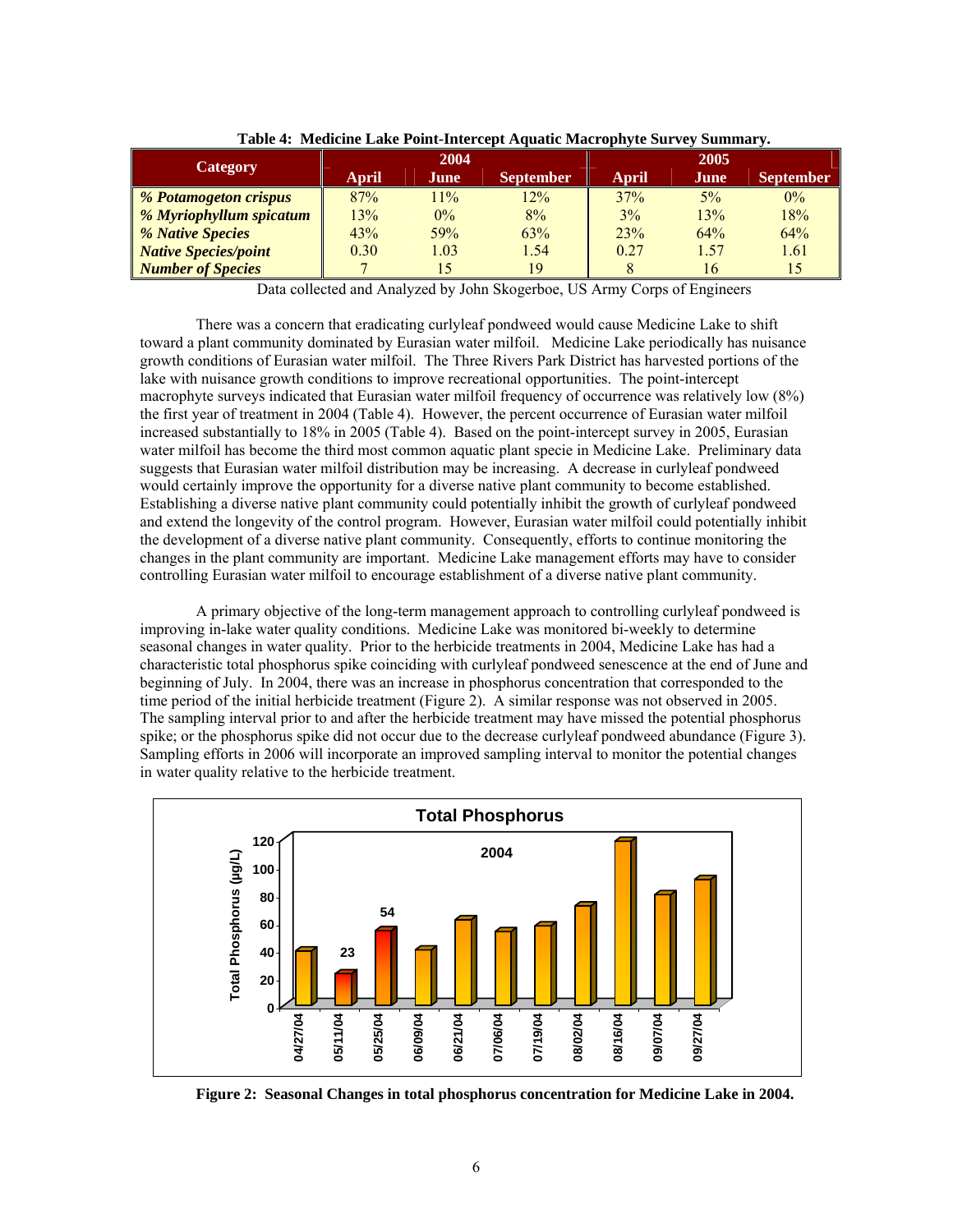**Table 4: Medicine Lake Point-Intercept Aquatic Macrophyte Survey Summary.**

| Category | 2004 | | | 2005 | | |
|---|---|---|---|---|---|---|
| | April | June | September | April | June | September |
| *% Potamogeton crispus* | 87% | 11% | 12% | 37% | 5% | 0% |
| *% Myriophyllum spicatum* | 13% | 0% | 8% | 3% | 13% | 18% |
| *% Native Species* | 43% | 59% | 63% | 23% | 64% | 64% |
| *Native Species/point* | 0.30 | 1.03 | 1.54 | 0.27 | 1.57 | 1.61 |
| *Number of Species* | 7 | 15 | 19 | 8 | 16 | 15 |

Data collected and Analyzed by John Skogerboe, US Army Corps of Engineers

There was a concern that eradicating curlyleaf pondweed would cause Medicine Lake to shift toward a plant community dominated by Eurasian water milfoil. Medicine Lake periodically has nuisance growth conditions of Eurasian water milfoil. The Three Rivers Park District has harvested portions of the lake with nuisance growth conditions to improve recreational opportunities. The point-intercept macrophyte surveys indicated that Eurasian water milfoil frequency of occurrence was relatively low (8%) the first year of treatment in 2004 (Table 4). However, the percent occurrence of Eurasian water milfoil increased substantially to 18% in 2005 (Table 4). Based on the point-intercept survey in 2005, Eurasian water milfoil has become the third most common aquatic plant specie in Medicine Lake. Preliminary data suggests that Eurasian water milfoil distribution may be increasing. A decrease in curlyleaf pondweed would certainly improve the opportunity for a diverse native plant community to become established. Establishing a diverse native plant community could potentially inhibit the growth of curlyleaf pondweed and extend the longevity of the control program. However, Eurasian water milfoil could potentially inhibit the development of a diverse native plant community. Consequently, efforts to continue monitoring the changes in the plant community are important. Medicine Lake management efforts may have to consider controlling Eurasian water milfoil to encourage establishment of a diverse native plant community.

A primary objective of the long-term management approach to controlling curlyleaf pondweed is improving in-lake water quality conditions. Medicine Lake was monitored bi-weekly to determine seasonal changes in water quality. Prior to the herbicide treatments in 2004, Medicine Lake has had a characteristic total phosphorus spike coinciding with curlyleaf pondweed senescence at the end of June and beginning of July. In 2004, there was an increase in phosphorus concentration that corresponded to the time period of the initial herbicide treatment (Figure 2). A similar response was not observed in 2005. The sampling interval prior to and after the herbicide treatment may have missed the potential phosphorus spike; or the phosphorus spike did not occur due to the decrease curlyleaf pondweed abundance (Figure 3). Sampling efforts in 2006 will incorporate an improved sampling interval to monitor the potential changes in water quality relative to the herbicide treatment.

**Figure 2: Seasonal Changes in total phosphorus concentration for Medicine Lake in 2004.**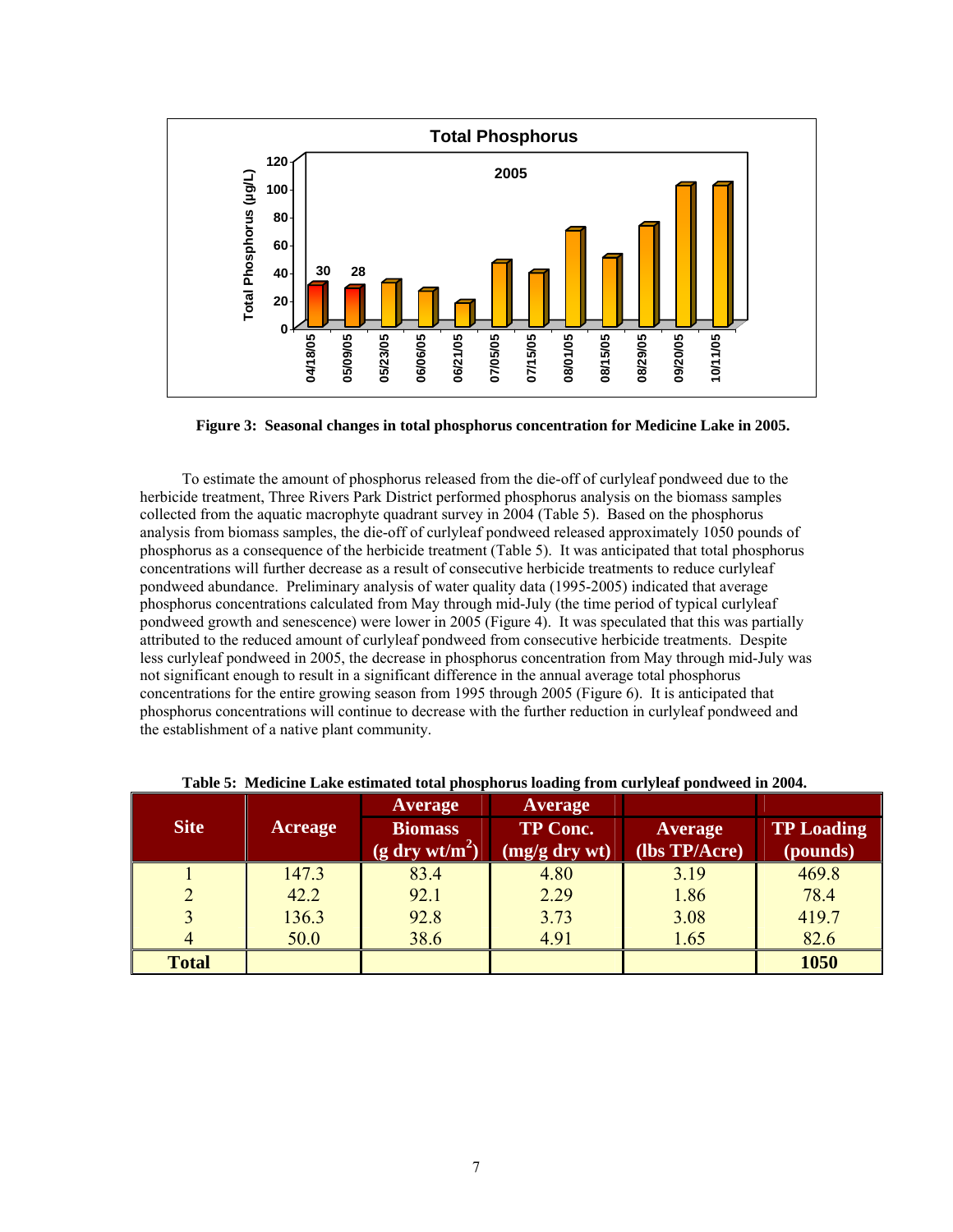**Figure 3: Seasonal changes in total phosphorus concentration for Medicine Lake in 2005.**

To estimate the amount of phosphorus released from the die-off of curlyleaf pondweed due to the herbicide treatment, Three Rivers Park District performed phosphorus analysis on the biomass samples collected from the aquatic macrophyte quadrant survey in 2004 (Table 5). Based on the phosphorus analysis from biomass samples, the die-off of curlyleaf pondweed released approximately 1050 pounds of phosphorus as a consequence of the herbicide treatment (Table 5). It was anticipated that total phosphorus concentrations will further decrease as a result of consecutive herbicide treatments to reduce curlyleaf pondweed abundance. Preliminary analysis of water quality data (1995-2005) indicated that average phosphorus concentrations calculated from May through mid-July (the time period of typical curlyleaf pondweed growth and senescence) were lower in 2005 (Figure 4). It was speculated that this was partially attributed to the reduced amount of curlyleaf pondweed from consecutive herbicide treatments. Despite less curlyleaf pondweed in 2005, the decrease in phosphorus concentration from May through mid-July was not significant enough to result in a significant difference in the annual average total phosphorus concentrations for the entire growing season from 1995 through 2005 (Figure 6). It is anticipated that phosphorus concentrations will continue to decrease with the further reduction in curlyleaf pondweed and the establishment of a native plant community.

**Table 5: Medicine Lake estimated total phosphorus loading from curlyleaf pondweed in 2004.**

| Site | Acreage | Average Biomass (g dry wt/m$^2$) | Average TP Conc. (mg/g dry wt) | Average (lbs TP/Acre) | TP Loading (pounds) |
|---|---|---|---|---|---|
| 1 | 147.3 | 83.4 | 4.80 | 3.19 | 469.8 |
| 2 | 42.2 | 92.1 | 2.29 | 1.86 | 78.4 |
| 3 | 136.3 | 92.8 | 3.73 | 3.08 | 419.7 |
| 4 | 50.0 | 38.6 | 4.91 | 1.65 | 82.6 |
| **Total** | | | | | **1050** |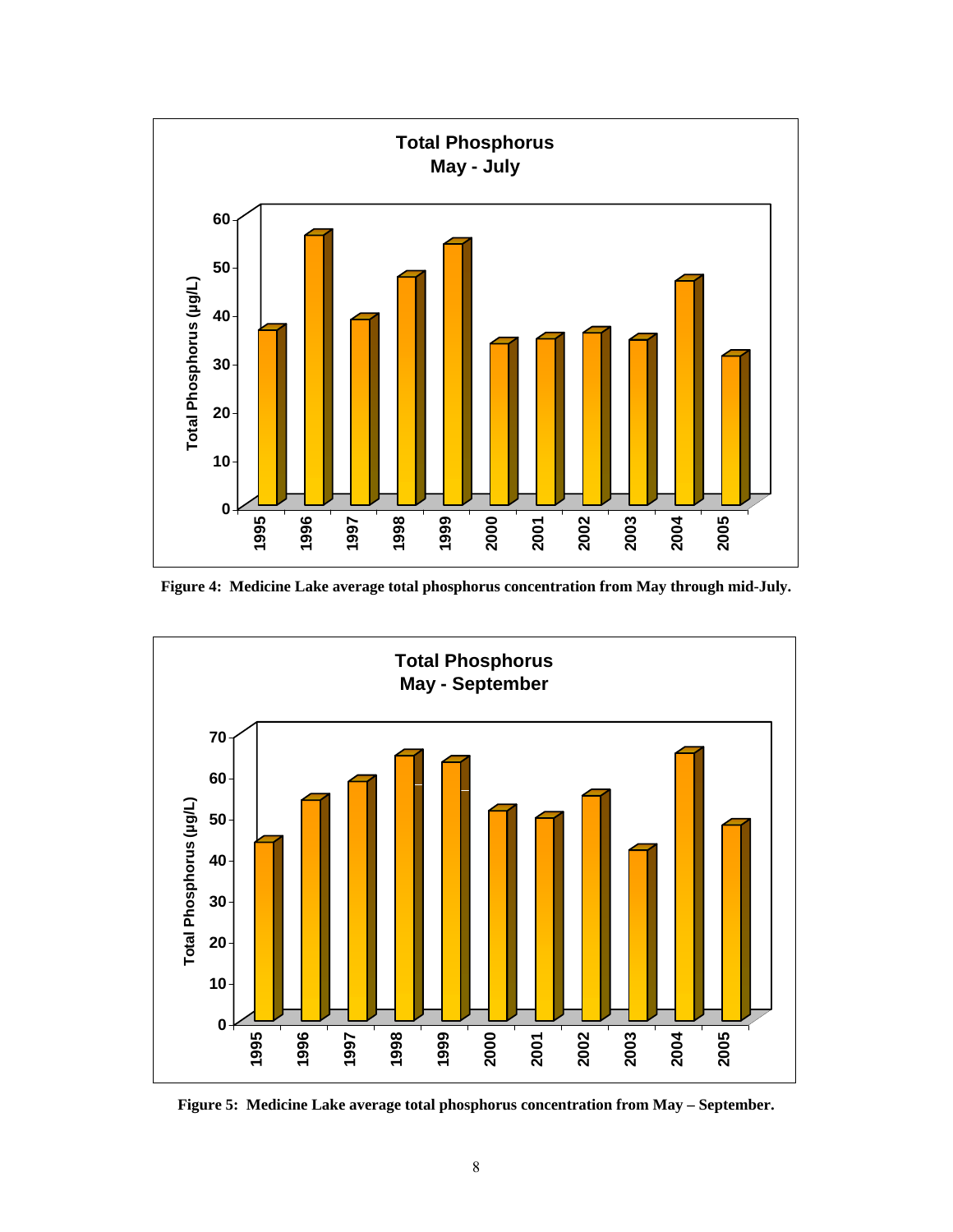Figure 4: Medicine Lake average total phosphorus concentration from May through mid-July.

Figure 5: Medicine Lake average total phosphorus concentration from May – September.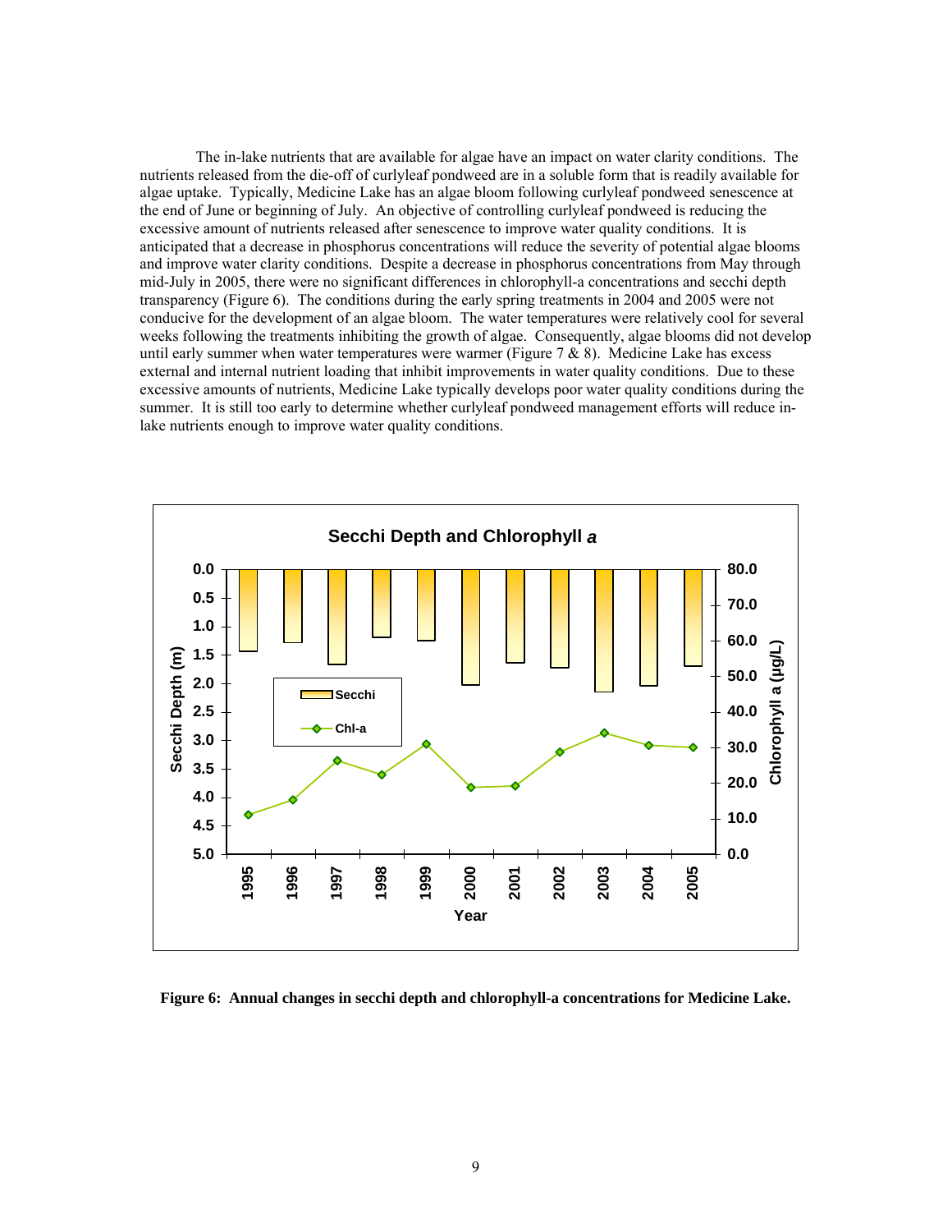The in-lake nutrients that are available for algae have an impact on water clarity conditions. The nutrients released from the die-off of curlyleaf pondweed are in a soluble form that is readily available for algae uptake. Typically, Medicine Lake has an algae bloom following curlyleaf pondweed senescence at the end of June or beginning of July. An objective of controlling curlyleaf pondweed is reducing the excessive amount of nutrients released after senescence to improve water quality conditions. It is anticipated that a decrease in phosphorus concentrations will reduce the severity of potential algae blooms and improve water clarity conditions. Despite a decrease in phosphorus concentrations from May through mid-July in 2005, there were no significant differences in chlorophyll-a concentrations and secchi depth transparency (Figure 6). The conditions during the early spring treatments in 2004 and 2005 were not conducive for the development of an algae bloom. The water temperatures were relatively cool for several weeks following the treatments inhibiting the growth of algae. Consequently, algae blooms did not develop until early summer when water temperatures were warmer (Figure 7 & 8). Medicine Lake has excess external and internal nutrient loading that inhibit improvements in water quality conditions. Due to these excessive amounts of nutrients, Medicine Lake typically develops poor water quality conditions during the summer. It is still too early to determine whether curlyleaf pondweed management efforts will reduce in-lake nutrients enough to improve water quality conditions.

**Figure 6: Annual changes in secchi depth and chlorophyll-a concentrations for Medicine Lake.**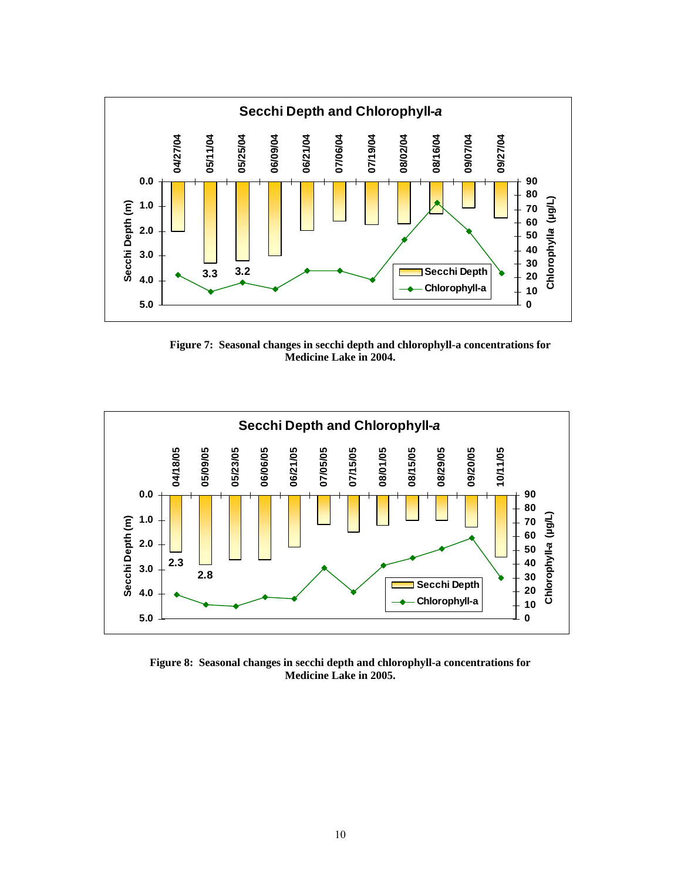Secchi Depth and Chlorophyll-*a*

04/27/04
05/11/04
05/25/04
06/09/04
06/21/04
07/06/04
07/19/04
08/02/04
08/16/04
09/07/04
09/27/04

Secchi Depth (m)
0.0
1.0
2.0
3.0
4.0
5.0

Chlorophylla (µg/L)
90
80
70
60
50
40
30
20
10
0

3.3
3.2

Secchi Depth
Chlorophyll-a

**Figure 7: Seasonal changes in secchi depth and chlorophyll-a concentrations for Medicine Lake in 2004.**

Secchi Depth and Chlorophyll-*a*

04/18/05
05/09/05
05/23/05
06/06/05
06/21/05
07/05/05
07/15/05
08/01/05
08/15/05
08/29/05
09/20/05
10/11/05

Secchi Depth (m)
0.0
1.0
2.0
3.0
4.0
5.0

Chlorophyll-a (µg/L)
90
80
70
60
50
40
30
20
10
0

2.3
2.8

Secchi Depth
Chlorophyll-a

**Figure 8: Seasonal changes in secchi depth and chlorophyll-a concentrations for Medicine Lake in 2005.**